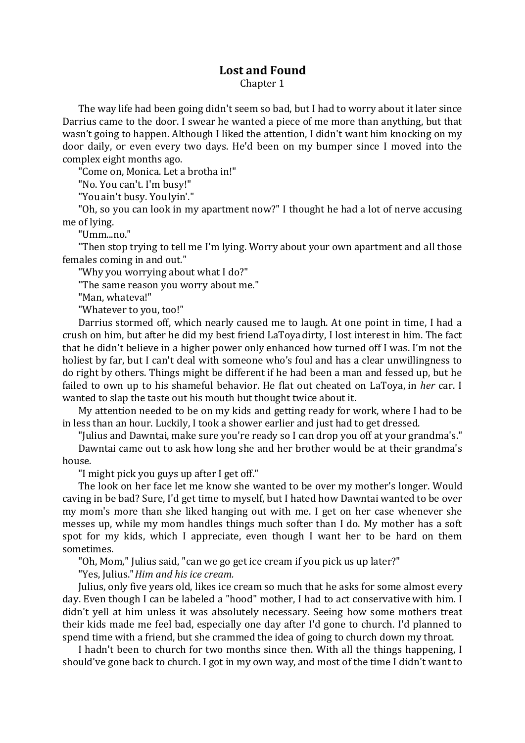# Lost and Found

Chapter 1

The way life had been going didn't seem so bad, but I had to worry about it later since Darrius came to the door. I swear he wanted a piece of me more than anything, but that wasn't going to happen. Although I liked the attention, I didn't want him knocking on my door daily, or even every two days. He'd been on my bumper since I moved into the complex eight months ago.

"Come on, Monica. Let a brotha in!"

"No. You can't. I'm busy!"

"You ain't busy. You lyin'."

"Oh, so you can look in my apartment now?" I thought he had a lot of nerve accusing me of lying.

"Umm...no."

"Then stop trying to tell me I'm lying. Worry about your own apartment and all those females coming in and out."

"Why you worrying about what I do?"

"The same reason you worry about me."

"Man, whateva!"

"Whatever to you, too!"

Darrius stormed off, which nearly caused me to laugh. At one point in time, I had a crush on him, but after he did my best friend LaToya dirty, I lost interest in him. The fact that he didn't believe in a higher power only enhanced how turned off I was. I'm not the holiest by far, but I can't deal with someone who's foul and has a clear unwillingness to do right by others. Things might be different if he had been a man and fessed up, but he failed to own up to his shameful behavior. He flat out cheated on LaToya, in *her* car. I wanted to slap the taste out his mouth but thought twice about it.

My attention needed to be on my kids and getting ready for work, where I had to be in less than an hour. Luckily, I took a shower earlier and just had to get dressed.

"Julius and Dawntai, make sure you're ready so I can drop you off at your grandma's."

Dawntai came out to ask how long she and her brother would be at their grandma's house.

"I might pick you guys up after I get off."

The look on her face let me know she wanted to be over my mother's longer. Would caving in be bad? Sure, I'd get time to myself, but I hated how Dawntai wanted to be over my mom's more than she liked hanging out with me. I get on her case whenever she messes up, while my mom handles things much softer than I do. My mother has a soft spot for my kids, which I appreciate, even though I want her to be hard on them sometimes.

"Oh, Mom," Julius said, "can we go get ice cream if you pick us up later?"

"Yes, Julius." *Him and his ice cream.*

Julius, only five years old, likes ice cream so much that he asks for some almost every day. Even though I can be labeled a "hood" mother, I had to act conservative with him. I didn't yell at him unless it was absolutely necessary. Seeing how some mothers treat their kids made me feel bad, especially one day after I'd gone to church. I'd planned to spend time with a friend, but she crammed the idea of going to church down my throat.

I hadn't been to church for two months since then. With all the things happening, I should've gone back to church. I got in my own way, and most of the time I didn't want to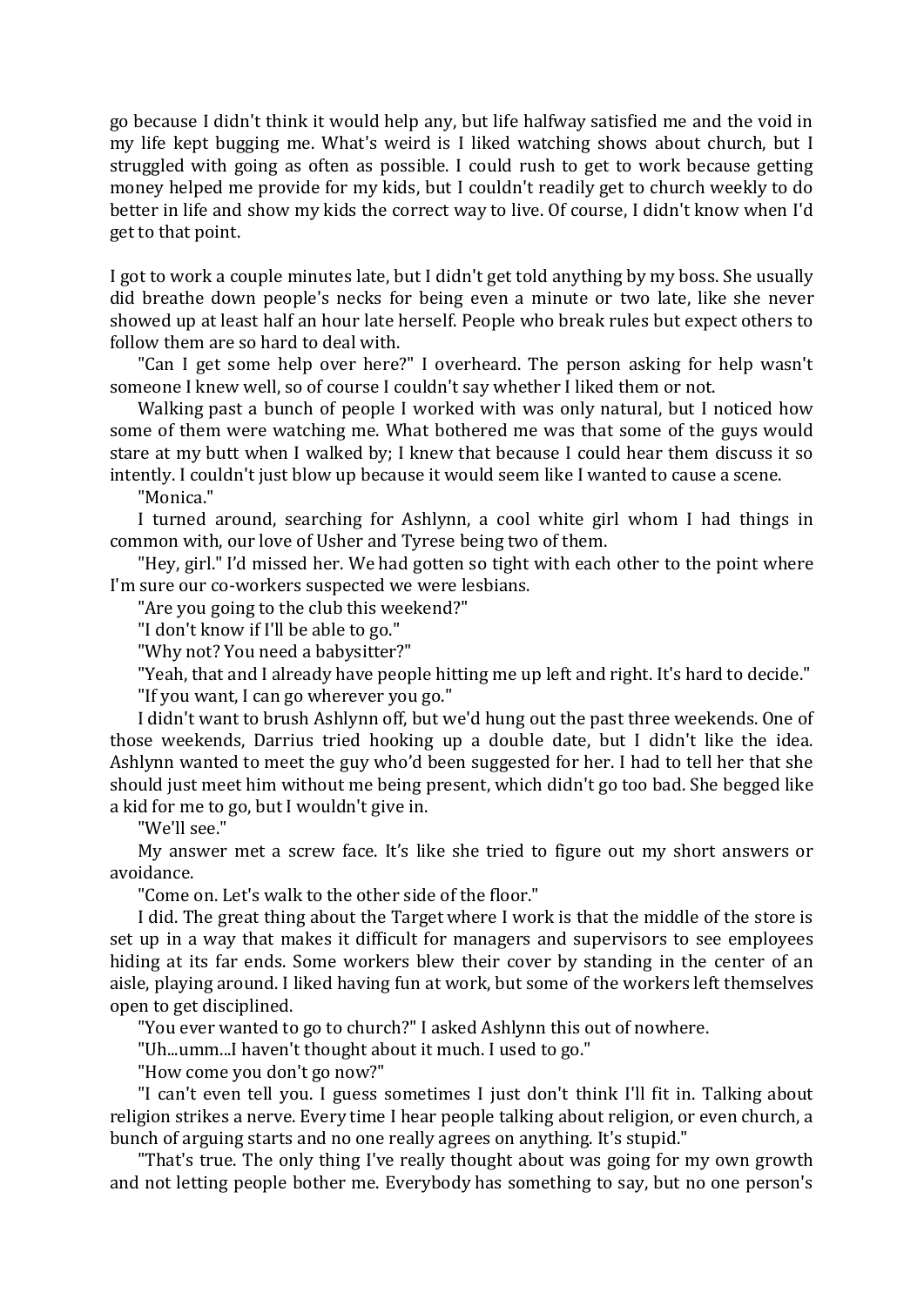go because I didn't think it would help any, but life halfway satisfied me and the void in my life kept bugging me. What's weird is I liked watching shows about church, but I struggled with going as often as possible. I could rush to get to work because getting money helped me provide for my kids, but I couldn't readily get to church weekly to do better in life and show my kids the correct way to live. Of course, I didn't know when I'd get to that point.

I got to work a couple minutes late, but I didn't get told anything by my boss. She usually did breathe down people's necks for being even a minute or two late, like she never showed up at least half an hour late herself. People who break rules but expect others to follow them are so hard to deal with.

"Can I get some help over here?" I overheard. The person asking for help wasn't someone I knew well, so of course I couldn't say whether I liked them or not.

Walking past a bunch of people I worked with was only natural, but I noticed how some of them were watching me. What bothered me was that some of the guys would stare at my butt when I walked by; I knew that because I could hear them discuss it so intently. I couldn't just blow up because it would seem like I wanted to cause a scene.

"Monica."

I turned around, searching for Ashlynn, a cool white girl whom I had things in common with, our love of Usher and Tyrese being two of them.

"Hey, girl." I'd missed her. We had gotten so tight with each other to the point where I'm sure our co-workers suspected we were lesbians.

"Are you going to the club this weekend?"

"I don't know if I'll be able to go."

"Why not? You need a babysitter?"

"Yeah, that and I already have people hitting me up left and right. It's hard to decide."

"If you want, I can go wherever you go."

I didn't want to brush Ashlynn off, but we'd hung out the past three weekends. One of those weekends, Darrius tried hooking up a double date, but I didn't like the idea. Ashlynn wanted to meet the guy who'd been suggested for her. I had to tell her that she should just meet him without me being present, which didn't go too bad. She begged like a kid for me to go, but I wouldn't give in.

"We'll see."

My answer met a screw face. It's like she tried to figure out my short answers or avoidance.

"Come on. Let's walk to the other side of the floor."

I did. The great thing about the Target where I work is that the middle of the store is set up in a way that makes it difficult for managers and supervisors to see employees hiding at its far ends. Some workers blew their cover by standing in the center of an aisle, playing around. I liked having fun at work, but some of the workers left themselves open to get disciplined.

"You ever wanted to go to church?" I asked Ashlynn this out of nowhere.

"Uh...umm...I haven't thought about it much. I used to go."

"How come you don't go now?"

"I can't even tell you. I guess sometimes I just don't think I'll fit in. Talking about religion strikes a nerve. Every time I hear people talking about religion, or even church, a bunch of arguing starts and no one really agrees on anything. It's stupid."

"That's true. The only thing I've really thought about was going for my own growth and not letting people bother me. Everybody has something to say, but no one person's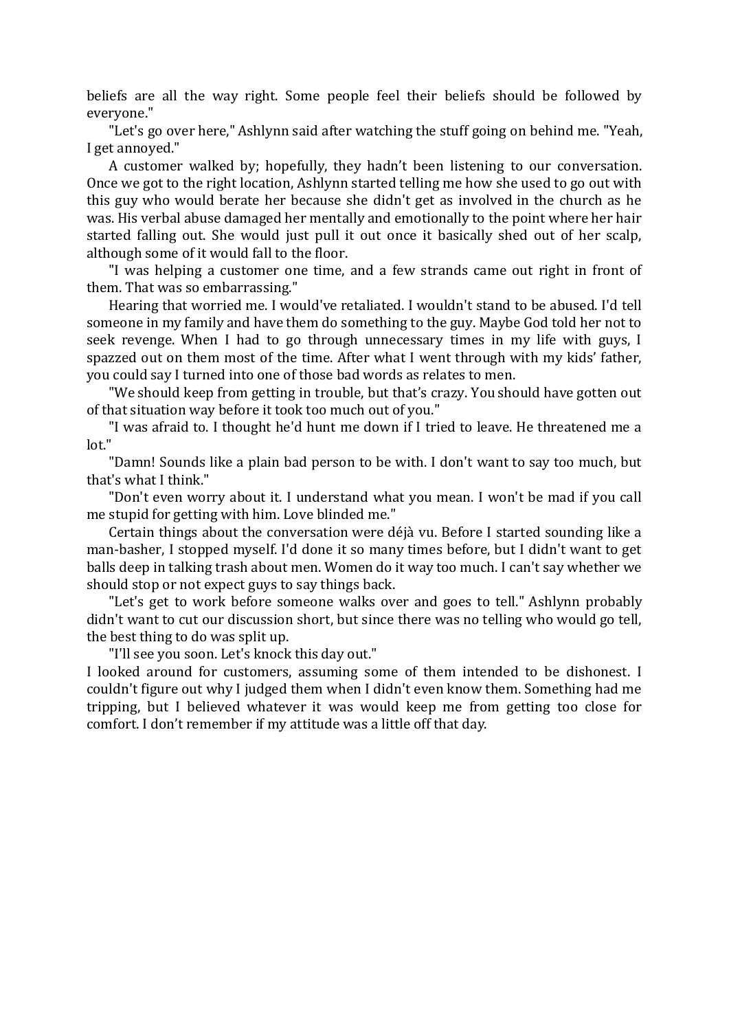beliefs are all the way right. Some people feel their beliefs should be followed by everyone."

"Let's go over here," Ashlynn said after watching the stuff going on behind me. "Yeah, I get annoyed."

A customer walked by; hopefully, they hadn't been listening to our conversation. Once we got to the right location, Ashlynn started telling me how she used to go out with this guy who would berate her because she didn't get as involved in the church as he was. His verbal abuse damaged her mentally and emotionally to the point where her hair started falling out. She would just pull it out once it basically shed out of her scalp, although some of it would fall to the floor.

"I was helping a customer one time, and a few strands came out right in front of them. That was so embarrassing."

Hearing that worried me. I would've retaliated. I wouldn't stand to be abused. I'd tell someone in my family and have them do something to the guy. Maybe God told her not to seek revenge. When I had to go through unnecessary times in my life with guys, I spazzed out on them most of the time. After what I went through with my kids' father, you could say I turned into one of those bad words as relates to men.

"We should keep from getting in trouble, but that's crazy. You should have gotten out of that situation way before it took too much out of you."

"I was afraid to. I thought he'd hunt me down if I tried to leave. He threatened me a lot."

"Damn! Sounds like a plain bad person to be with. I don't want to say too much, but that's what I think."

"Don't even worry about it. I understand what you mean. I won't be mad if you call me stupid for getting with him. Love blinded me."

Certain things about the conversation were déjà vu. Before I started sounding like a man-basher, I stopped myself. I'd done it so many times before, but I didn't want to get balls deep in talking trash about men. Women do it way too much. I can't say whether we should stop or not expect guys to say things back.

"Let's get to work before someone walks over and goes to tell." Ashlynn probably didn't want to cut our discussion short, but since there was no telling who would go tell, the best thing to do was split up.

"I'll see you soon. Let's knock this day out."

I looked around for customers, assuming some of them intended to be dishonest. I couldn't figure out why I judged them when I didn't even know them. Something had me tripping, but I believed whatever it was would keep me from getting too close for comfort. I don't remember if my attitude was a little off that day.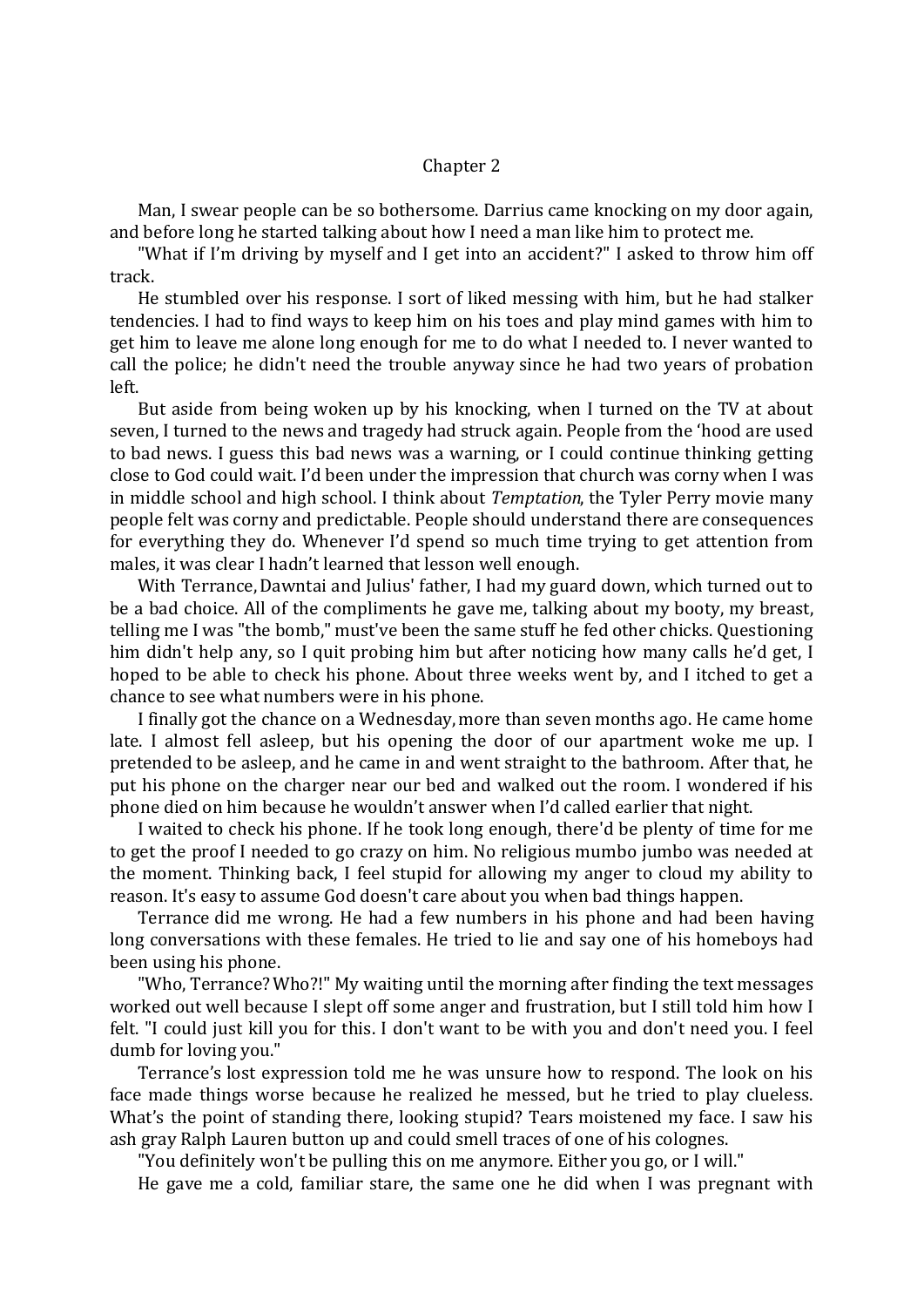## Chapter 2

Man, I swear people can be so bothersome. Darrius came knocking on my door again, and before long he started talking about how I need a man like him to protect me.

"What if I'm driving by myself and I get into an accident?" I asked to throw him off track.

He stumbled over his response. I sort of liked messing with him, but he had stalker tendencies. I had to find ways to keep him on his toes and play mind games with him to get him to leave me alone long enough for me to do what I needed to. I never wanted to call the police; he didn't need the trouble anyway since he had two years of probation left.

But aside from being woken up by his knocking, when I turned on the TV at about seven, I turned to the news and tragedy had struck again. People from the 'hood are used to bad news. I guess this bad news was a warning, or I could continue thinking getting close to God could wait. I'd been under the impression that church was corny when I was in middle school and high school. I think about *Temptation*, the Tyler Perry movie many people felt was corny and predictable. People should understand there are consequences for everything they do. Whenever I'd spend so much time trying to get attention from males, it was clear I hadn't learned that lesson well enough.

With Terrance, Dawntai and Julius' father, I had my guard down, which turned out to be a bad choice. All of the compliments he gave me, talking about my booty, my breast, telling me I was "the bomb," must've been the same stuff he fed other chicks. Questioning him didn't help any, so I quit probing him but after noticing how many calls he'd get, I hoped to be able to check his phone. About three weeks went by, and I itched to get a chance to see what numbers were in his phone.

I finally got the chance on a Wednesday, more than seven months ago. He came home late. I almost fell asleep, but his opening the door of our apartment woke me up. I pretended to be asleep, and he came in and went straight to the bathroom. After that, he put his phone on the charger near our bed and walked out the room. I wondered if his phone died on him because he wouldn't answer when I'd called earlier that night.

I waited to check his phone. If he took long enough, there'd be plenty of time for me to get the proof I needed to go crazy on him. No religious mumbo jumbo was needed at the moment. Thinking back, I feel stupid for allowing my anger to cloud my ability to reason. It's easy to assume God doesn't care about you when bad things happen.

Terrance did me wrong. He had a few numbers in his phone and had been having long conversations with these females. He tried to lie and say one of his homeboys had been using his phone.

"Who, Terrance? Who?!" My waiting until the morning after finding the text messages worked out well because I slept off some anger and frustration, but I still told him how I felt. "I could just kill you for this. I don't want to be with you and don't need you. I feel dumb for loving you."

Terrance's lost expression told me he was unsure how to respond. The look on his face made things worse because he realized he messed, but he tried to play clueless. What's the point of standing there, looking stupid? Tears moistened my face. I saw his ash gray Ralph Lauren button up and could smell traces of one of his colognes.

"You definitely won't be pulling this on me anymore. Either you go, or I will."

He gave me a cold, familiar stare, the same one he did when I was pregnant with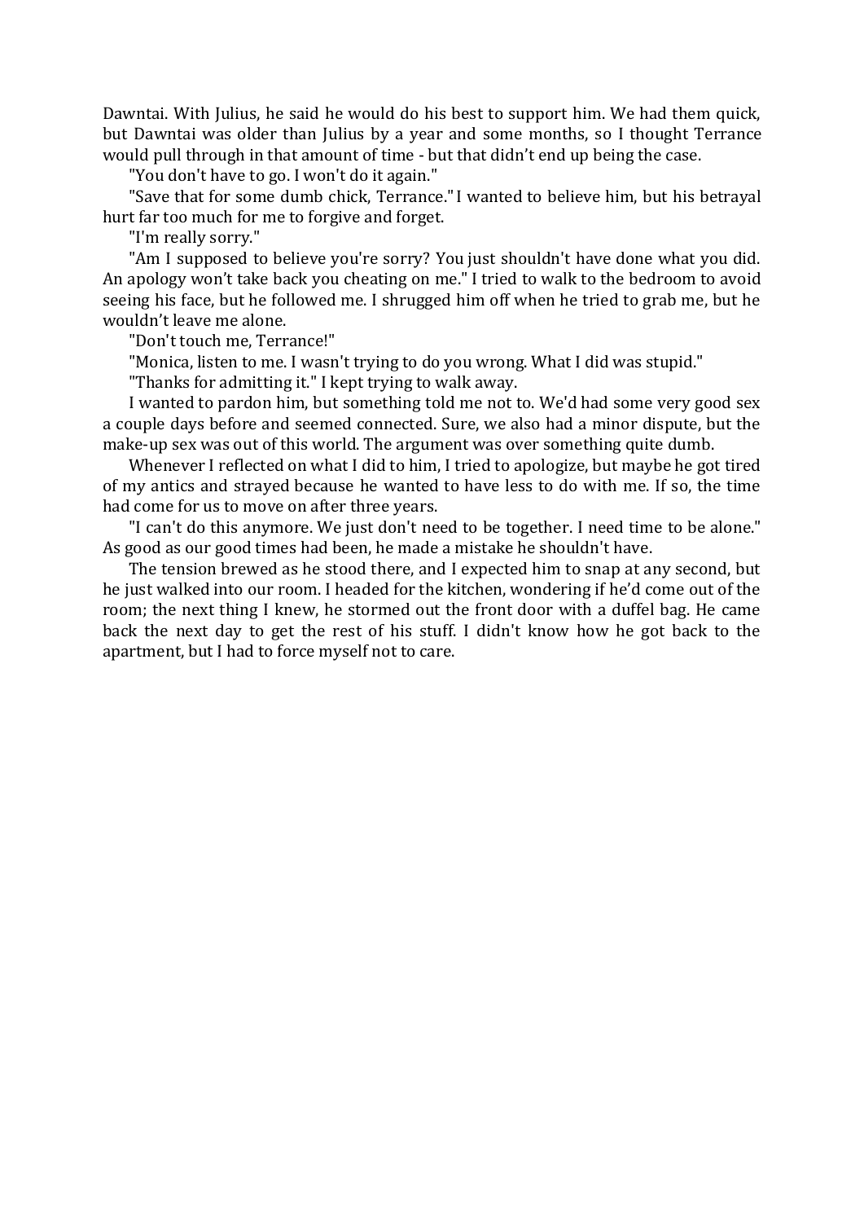Dawntai. With Julius, he said he would do his best to support him. We had them quick, but Dawntai was older than Julius by a year and some months, so I thought Terrance would pull through in that amount of time - but that didn't end up being the case.

"You don't have to go. I won't do it again."

"Save that for some dumb chick, Terrance." I wanted to believe him, but his betrayal hurt far too much for me to forgive and forget.

"I'm really sorry."

"Am I supposed to believe you're sorry? You just shouldn't have done what you did. An apology won't take back you cheating on me." I tried to walk to the bedroom to avoid seeing his face, but he followed me. I shrugged him off when he tried to grab me, but he wouldn't leave me alone.

"Don't touch me, Terrance!"

"Monica, listen to me. I wasn't trying to do you wrong. What I did was stupid."

"Thanks for admitting it." I kept trying to walk away.

I wanted to pardon him, but something told me not to. We'd had some very good sex a couple days before and seemed connected. Sure, we also had a minor dispute, but the make-up sex was out of this world. The argument was over something quite dumb.

Whenever I reflected on what I did to him, I tried to apologize, but maybe he got tired of my antics and strayed because he wanted to have less to do with me. If so, the time had come for us to move on after three years.

"I can't do this anymore. We just don't need to be together. I need time to be alone." As good as our good times had been, he made a mistake he shouldn't have.

The tension brewed as he stood there, and I expected him to snap at any second, but he just walked into our room. I headed for the kitchen, wondering if he'd come out of the room; the next thing I knew, he stormed out the front door with a duffel bag. He came back the next day to get the rest of his stuff. I didn't know how he got back to the apartment, but I had to force myself not to care.